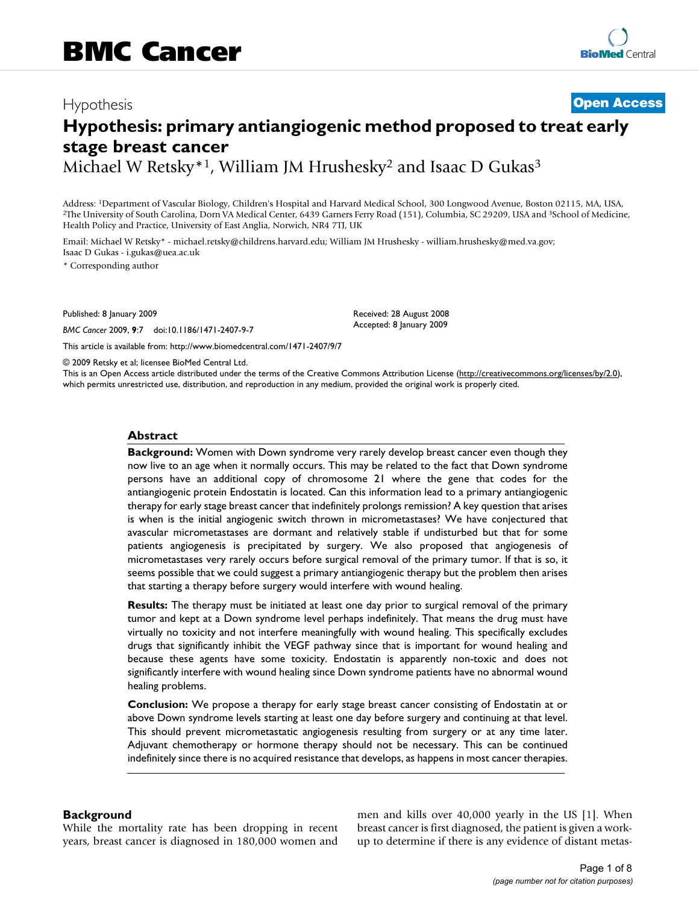# BMC Cancer

Hypothesis

**Open Access**

# Hypothesis: primary antiangiogenic method proposed to treat early stage breast cancer

Michael W Retsky*[1], William JM Hrushesky[2] and Isaac D Gukas[3]

Address: [1]Department of Vascular Biology, Children's Hospital and Harvard Medical School, 300 Longwood Avenue, Boston 02115, MA, USA, [2]The University of South Carolina, Dorn VA Medical Center, 6439 Garners Ferry Road (151), Columbia, SC 29209, USA and [3]School of Medicine, Health Policy and Practice, University of East Anglia, Norwich, NR4 7TJ, UK

Email: Michael W Retsky* - michael.retsky@childrens.harvard.edu; William JM Hrushesky - william.hrushesky@med.va.gov; Isaac D Gukas - i.gukas@uea.ac.uk

* Corresponding author

Published: 8 January 2009

*BMC Cancer* 2009, **9**:7 doi:10.1186/1471-2407-9-7

Received: 28 August 2008
Accepted: 8 January 2009

This article is available from: http://www.biomedcentral.com/1471-2407/9/7

© 2009 Retsky et al; licensee BioMed Central Ltd.
This is an Open Access article distributed under the terms of the Creative Commons Attribution License (http://creativecommons.org/licenses/by/2.0), which permits unrestricted use, distribution, and reproduction in any medium, provided the original work is properly cited.

## Abstract

**Background:** Women with Down syndrome very rarely develop breast cancer even though they now live to an age when it normally occurs. This may be related to the fact that Down syndrome persons have an additional copy of chromosome 21 where the gene that codes for the antiangiogenic protein Endostatin is located. Can this information lead to a primary antiangiogenic therapy for early stage breast cancer that indefinitely prolongs remission? A key question that arises is when is the initial angiogenic switch thrown in micrometastases? We have conjectured that avascular micrometastases are dormant and relatively stable if undisturbed but that for some patients angiogenesis is precipitated by surgery. We also proposed that angiogenesis of micrometastases very rarely occurs before surgical removal of the primary tumor. If that is so, it seems possible that we could suggest a primary antiangiogenic therapy but the problem then arises that starting a therapy before surgery would interfere with wound healing.

**Results:** The therapy must be initiated at least one day prior to surgical removal of the primary tumor and kept at a Down syndrome level perhaps indefinitely. That means the drug must have virtually no toxicity and not interfere meaningfully with wound healing. This specifically excludes drugs that significantly inhibit the VEGF pathway since that is important for wound healing and because these agents have some toxicity. Endostatin is apparently non-toxic and does not significantly interfere with wound healing since Down syndrome patients have no abnormal wound healing problems.

**Conclusion:** We propose a therapy for early stage breast cancer consisting of Endostatin at or above Down syndrome levels starting at least one day before surgery and continuing at that level. This should prevent micrometastatic angiogenesis resulting from surgery or at any time later. Adjuvant chemotherapy or hormone therapy should not be necessary. This can be continued indefinitely since there is no acquired resistance that develops, as happens in most cancer therapies.

## Background

While the mortality rate has been dropping in recent years, breast cancer is diagnosed in 180,000 women and men and kills over 40,000 yearly in the US [1]. When breast cancer is first diagnosed, the patient is given a work-up to determine if there is any evidence of distant metas-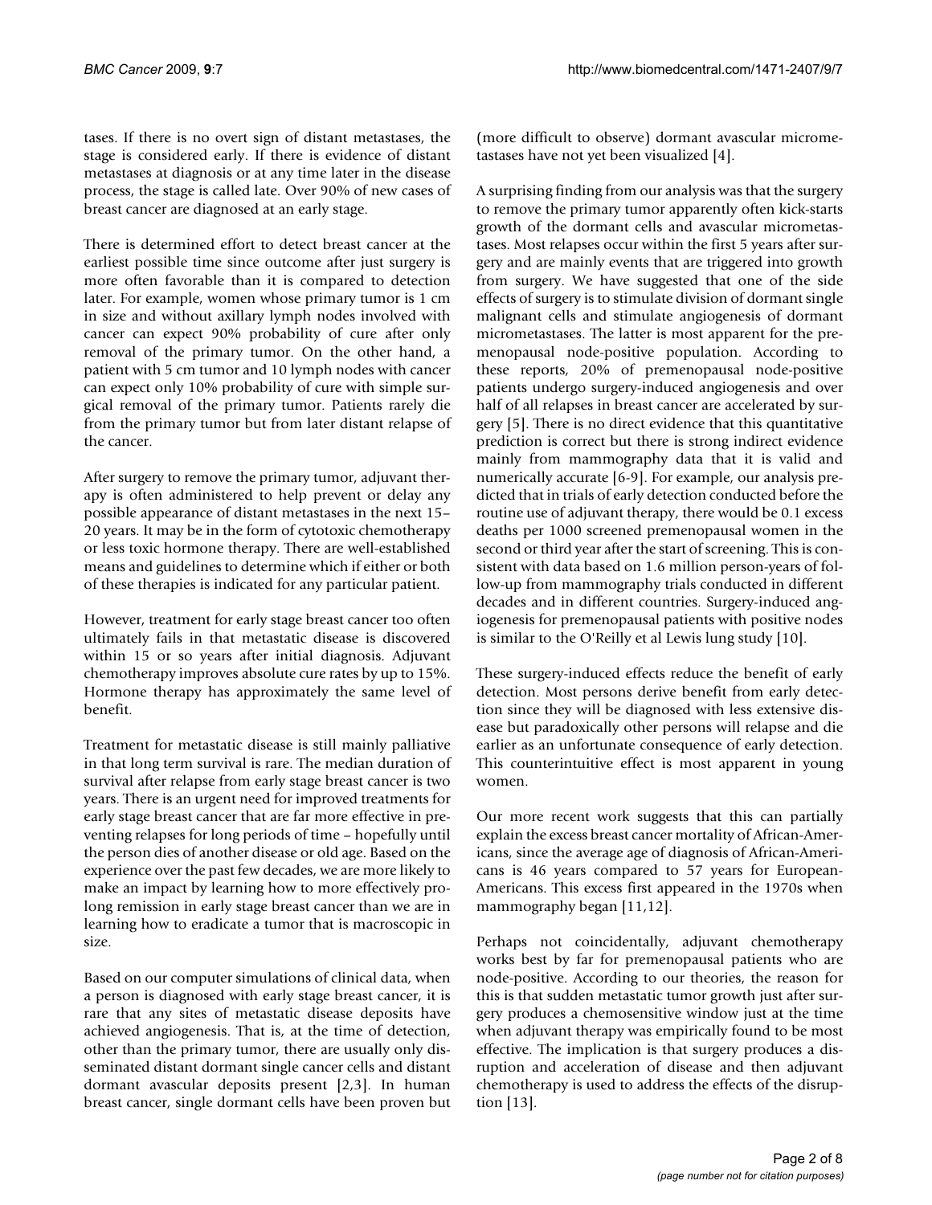tases. If there is no overt sign of distant metastases, the stage is considered early. If there is evidence of distant metastases at diagnosis or at any time later in the disease process, the stage is called late. Over 90% of new cases of breast cancer are diagnosed at an early stage.

There is determined effort to detect breast cancer at the earliest possible time since outcome after just surgery is more often favorable than it is compared to detection later. For example, women whose primary tumor is 1 cm in size and without axillary lymph nodes involved with cancer can expect 90% probability of cure after only removal of the primary tumor. On the other hand, a patient with 5 cm tumor and 10 lymph nodes with cancer can expect only 10% probability of cure with simple surgical removal of the primary tumor. Patients rarely die from the primary tumor but from later distant relapse of the cancer.

After surgery to remove the primary tumor, adjuvant therapy is often administered to help prevent or delay any possible appearance of distant metastases in the next 15–20 years. It may be in the form of cytotoxic chemotherapy or less toxic hormone therapy. There are well-established means and guidelines to determine which if either or both of these therapies is indicated for any particular patient.

However, treatment for early stage breast cancer too often ultimately fails in that metastatic disease is discovered within 15 or so years after initial diagnosis. Adjuvant chemotherapy improves absolute cure rates by up to 15%. Hormone therapy has approximately the same level of benefit.

Treatment for metastatic disease is still mainly palliative in that long term survival is rare. The median duration of survival after relapse from early stage breast cancer is two years. There is an urgent need for improved treatments for early stage breast cancer that are far more effective in preventing relapses for long periods of time – hopefully until the person dies of another disease or old age. Based on the experience over the past few decades, we are more likely to make an impact by learning how to more effectively prolong remission in early stage breast cancer than we are in learning how to eradicate a tumor that is macroscopic in size.

Based on our computer simulations of clinical data, when a person is diagnosed with early stage breast cancer, it is rare that any sites of metastatic disease deposits have achieved angiogenesis. That is, at the time of detection, other than the primary tumor, there are usually only disseminated distant dormant single cancer cells and distant dormant avascular deposits present [2,3]. In human breast cancer, single dormant cells have been proven but (more difficult to observe) dormant avascular micrometastases have not yet been visualized [4].

A surprising finding from our analysis was that the surgery to remove the primary tumor apparently often kick-starts growth of the dormant cells and avascular micrometastases. Most relapses occur within the first 5 years after surgery and are mainly events that are triggered into growth from surgery. We have suggested that one of the side effects of surgery is to stimulate division of dormant single malignant cells and stimulate angiogenesis of dormant micrometastases. The latter is most apparent for the premenopausal node-positive population. According to these reports, 20% of premenopausal node-positive patients undergo surgery-induced angiogenesis and over half of all relapses in breast cancer are accelerated by surgery [5]. There is no direct evidence that this quantitative prediction is correct but there is strong indirect evidence mainly from mammography data that it is valid and numerically accurate [6-9]. For example, our analysis predicted that in trials of early detection conducted before the routine use of adjuvant therapy, there would be 0.1 excess deaths per 1000 screened premenopausal women in the second or third year after the start of screening. This is consistent with data based on 1.6 million person-years of follow-up from mammography trials conducted in different decades and in different countries. Surgery-induced angiogenesis for premenopausal patients with positive nodes is similar to the O'Reilly et al Lewis lung study [10].

These surgery-induced effects reduce the benefit of early detection. Most persons derive benefit from early detection since they will be diagnosed with less extensive disease but paradoxically other persons will relapse and die earlier as an unfortunate consequence of early detection. This counterintuitive effect is most apparent in young women.

Our more recent work suggests that this can partially explain the excess breast cancer mortality of African-Americans, since the average age of diagnosis of African-Americans is 46 years compared to 57 years for European-Americans. This excess first appeared in the 1970s when mammography began [11,12].

Perhaps not coincidentally, adjuvant chemotherapy works best by far for premenopausal patients who are node-positive. According to our theories, the reason for this is that sudden metastatic tumor growth just after surgery produces a chemosensitive window just at the time when adjuvant therapy was empirically found to be most effective. The implication is that surgery produces a disruption and acceleration of disease and then adjuvant chemotherapy is used to address the effects of the disruption [13].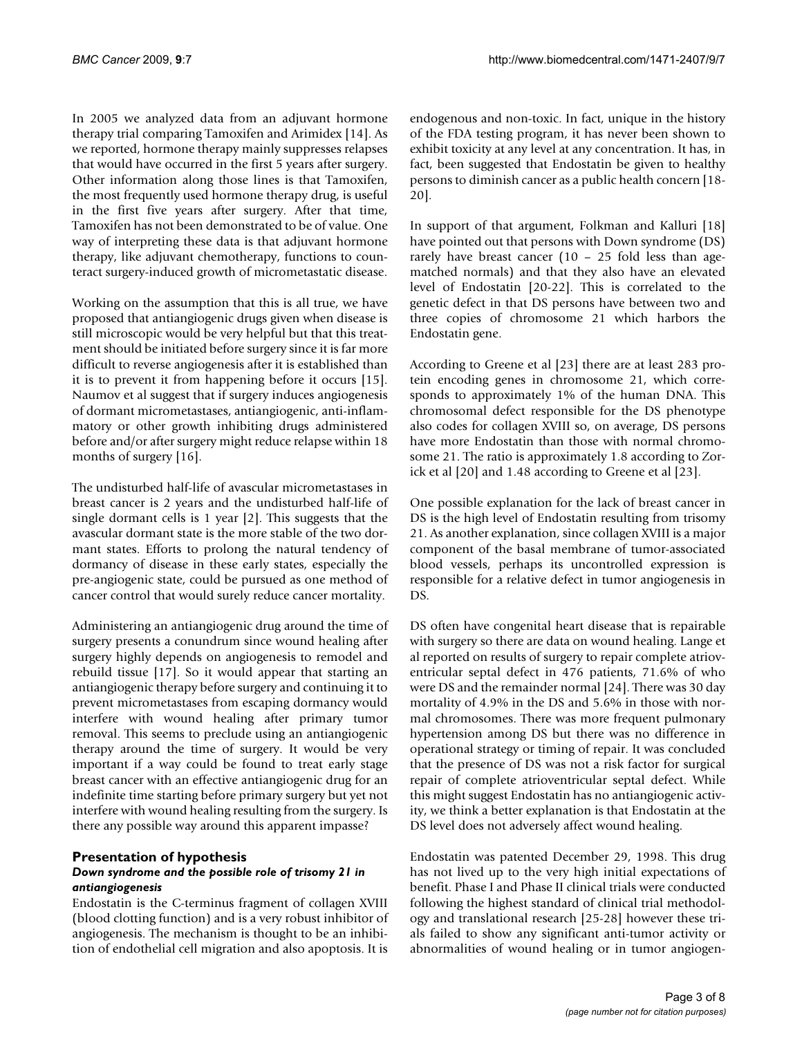In 2005 we analyzed data from an adjuvant hormone therapy trial comparing Tamoxifen and Arimidex [14]. As we reported, hormone therapy mainly suppresses relapses that would have occurred in the first 5 years after surgery. Other information along those lines is that Tamoxifen, the most frequently used hormone therapy drug, is useful in the first five years after surgery. After that time, Tamoxifen has not been demonstrated to be of value. One way of interpreting these data is that adjuvant hormone therapy, like adjuvant chemotherapy, functions to counteract surgery-induced growth of micrometastatic disease.

Working on the assumption that this is all true, we have proposed that antiangiogenic drugs given when disease is still microscopic would be very helpful but that this treatment should be initiated before surgery since it is far more difficult to reverse angiogenesis after it is established than it is to prevent it from happening before it occurs [15]. Naumov et al suggest that if surgery induces angiogenesis of dormant micrometastases, antiangiogenic, anti-inflammatory or other growth inhibiting drugs administered before and/or after surgery might reduce relapse within 18 months of surgery [16].

The undisturbed half-life of avascular micrometastases in breast cancer is 2 years and the undisturbed half-life of single dormant cells is 1 year [2]. This suggests that the avascular dormant state is the more stable of the two dormant states. Efforts to prolong the natural tendency of dormancy of disease in these early states, especially the pre-angiogenic state, could be pursued as one method of cancer control that would surely reduce cancer mortality.

Administering an antiangiogenic drug around the time of surgery presents a conundrum since wound healing after surgery highly depends on angiogenesis to remodel and rebuild tissue [17]. So it would appear that starting an antiangiogenic therapy before surgery and continuing it to prevent micrometastases from escaping dormancy would interfere with wound healing after primary tumor removal. This seems to preclude using an antiangiogenic therapy around the time of surgery. It would be very important if a way could be found to treat early stage breast cancer with an effective antiangiogenic drug for an indefinite time starting before primary surgery but yet not interfere with wound healing resulting from the surgery. Is there any possible way around this apparent impasse?

## Presentation of hypothesis

### *Down syndrome and the possible role of trisomy 21 in antiangiogenesis*

Endostatin is the C-terminus fragment of collagen XVIII (blood clotting function) and is a very robust inhibitor of angiogenesis. The mechanism is thought to be an inhibition of endothelial cell migration and also apoptosis. It is endogenous and non-toxic. In fact, unique in the history of the FDA testing program, it has never been shown to exhibit toxicity at any level at any concentration. It has, in fact, been suggested that Endostatin be given to healthy persons to diminish cancer as a public health concern [18-20].

In support of that argument, Folkman and Kalluri [18] have pointed out that persons with Down syndrome (DS) rarely have breast cancer (10 – 25 fold less than age-matched normals) and that they also have an elevated level of Endostatin [20-22]. This is correlated to the genetic defect in that DS persons have between two and three copies of chromosome 21 which harbors the Endostatin gene.

According to Greene et al [23] there are at least 283 protein encoding genes in chromosome 21, which corresponds to approximately 1% of the human DNA. This chromosomal defect responsible for the DS phenotype also codes for collagen XVIII so, on average, DS persons have more Endostatin than those with normal chromosome 21. The ratio is approximately 1.8 according to Zorick et al [20] and 1.48 according to Greene et al [23].

One possible explanation for the lack of breast cancer in DS is the high level of Endostatin resulting from trisomy 21. As another explanation, since collagen XVIII is a major component of the basal membrane of tumor-associated blood vessels, perhaps its uncontrolled expression is responsible for a relative defect in tumor angiogenesis in DS.

DS often have congenital heart disease that is repairable with surgery so there are data on wound healing. Lange et al reported on results of surgery to repair complete atrioventricular septal defect in 476 patients, 71.6% of who were DS and the remainder normal [24]. There was 30 day mortality of 4.9% in the DS and 5.6% in those with normal chromosomes. There was more frequent pulmonary hypertension among DS but there was no difference in operational strategy or timing of repair. It was concluded that the presence of DS was not a risk factor for surgical repair of complete atrioventricular septal defect. While this might suggest Endostatin has no antiangiogenic activity, we think a better explanation is that Endostatin at the DS level does not adversely affect wound healing.

Endostatin was patented December 29, 1998. This drug has not lived up to the very high initial expectations of benefit. Phase I and Phase II clinical trials were conducted following the highest standard of clinical trial methodology and translational research [25-28] however these trials failed to show any significant anti-tumor activity or abnormalities of wound healing or in tumor angiogen-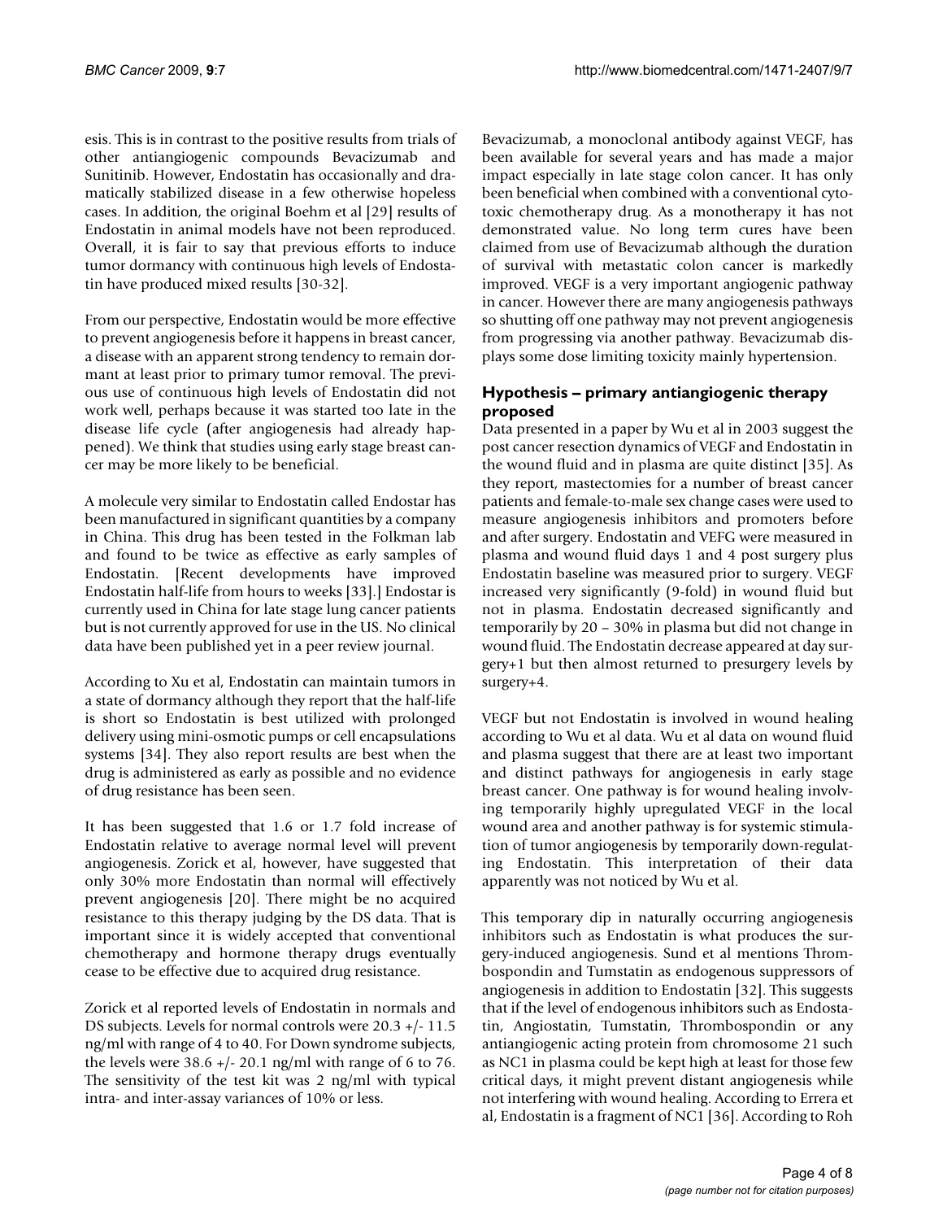esis. This is in contrast to the positive results from trials of other antiangiogenic compounds Bevacizumab and Sunitinib. However, Endostatin has occasionally and dramatically stabilized disease in a few otherwise hopeless cases. In addition, the original Boehm et al [29] results of Endostatin in animal models have not been reproduced. Overall, it is fair to say that previous efforts to induce tumor dormancy with continuous high levels of Endostatin have produced mixed results [30-32].

From our perspective, Endostatin would be more effective to prevent angiogenesis before it happens in breast cancer, a disease with an apparent strong tendency to remain dormant at least prior to primary tumor removal. The previous use of continuous high levels of Endostatin did not work well, perhaps because it was started too late in the disease life cycle (after angiogenesis had already happened). We think that studies using early stage breast cancer may be more likely to be beneficial.

A molecule very similar to Endostatin called Endostar has been manufactured in significant quantities by a company in China. This drug has been tested in the Folkman lab and found to be twice as effective as early samples of Endostatin. [Recent developments have improved Endostatin half-life from hours to weeks [33].] Endostar is currently used in China for late stage lung cancer patients but is not currently approved for use in the US. No clinical data have been published yet in a peer review journal.

According to Xu et al, Endostatin can maintain tumors in a state of dormancy although they report that the half-life is short so Endostatin is best utilized with prolonged delivery using mini-osmotic pumps or cell encapsulations systems [34]. They also report results are best when the drug is administered as early as possible and no evidence of drug resistance has been seen.

It has been suggested that 1.6 or 1.7 fold increase of Endostatin relative to average normal level will prevent angiogenesis. Zorick et al, however, have suggested that only 30% more Endostatin than normal will effectively prevent angiogenesis [20]. There might be no acquired resistance to this therapy judging by the DS data. That is important since it is widely accepted that conventional chemotherapy and hormone therapy drugs eventually cease to be effective due to acquired drug resistance.

Zorick et al reported levels of Endostatin in normals and DS subjects. Levels for normal controls were 20.3 +/- 11.5 ng/ml with range of 4 to 40. For Down syndrome subjects, the levels were 38.6 +/- 20.1 ng/ml with range of 6 to 76. The sensitivity of the test kit was 2 ng/ml with typical intra- and inter-assay variances of 10% or less.

Bevacizumab, a monoclonal antibody against VEGF, has been available for several years and has made a major impact especially in late stage colon cancer. It has only been beneficial when combined with a conventional cytotoxic chemotherapy drug. As a monotherapy it has not demonstrated value. No long term cures have been claimed from use of Bevacizumab although the duration of survival with metastatic colon cancer is markedly improved. VEGF is a very important angiogenic pathway in cancer. However there are many angiogenesis pathways so shutting off one pathway may not prevent angiogenesis from progressing via another pathway. Bevacizumab displays some dose limiting toxicity mainly hypertension.

## Hypothesis – primary antiangiogenic therapy proposed

Data presented in a paper by Wu et al in 2003 suggest the post cancer resection dynamics of VEGF and Endostatin in the wound fluid and in plasma are quite distinct [35]. As they report, mastectomies for a number of breast cancer patients and female-to-male sex change cases were used to measure angiogenesis inhibitors and promoters before and after surgery. Endostatin and VEFG were measured in plasma and wound fluid days 1 and 4 post surgery plus Endostatin baseline was measured prior to surgery. VEGF increased very significantly (9-fold) in wound fluid but not in plasma. Endostatin decreased significantly and temporarily by 20 – 30% in plasma but did not change in wound fluid. The Endostatin decrease appeared at day surgery+1 but then almost returned to presurgery levels by surgery+4.

VEGF but not Endostatin is involved in wound healing according to Wu et al data. Wu et al data on wound fluid and plasma suggest that there are at least two important and distinct pathways for angiogenesis in early stage breast cancer. One pathway is for wound healing involving temporarily highly upregulated VEGF in the local wound area and another pathway is for systemic stimulation of tumor angiogenesis by temporarily down-regulating Endostatin. This interpretation of their data apparently was not noticed by Wu et al.

This temporary dip in naturally occurring angiogenesis inhibitors such as Endostatin is what produces the surgery-induced angiogenesis. Sund et al mentions Thrombospondin and Tumstatin as endogenous suppressors of angiogenesis in addition to Endostatin [32]. This suggests that if the level of endogenous inhibitors such as Endostatin, Angiostatin, Tumstatin, Thrombospondin or any antiangiogenic acting protein from chromosome 21 such as NC1 in plasma could be kept high at least for those few critical days, it might prevent distant angiogenesis while not interfering with wound healing. According to Errera et al, Endostatin is a fragment of NC1 [36]. According to Roh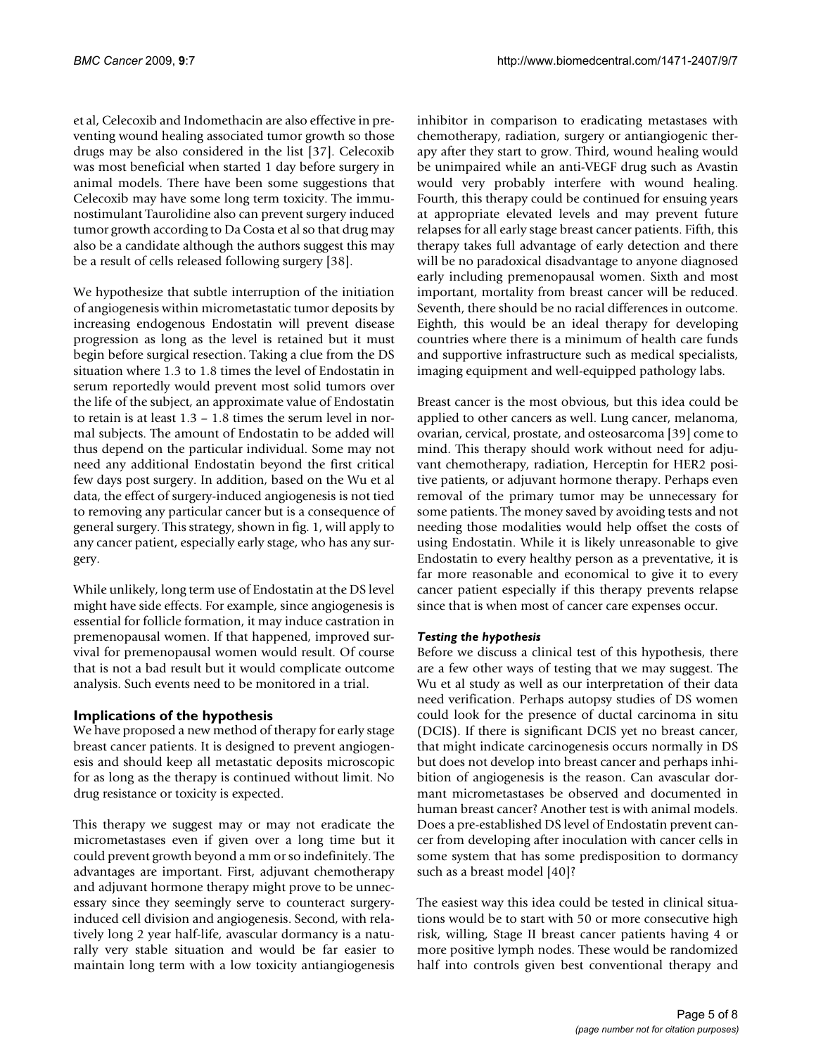et al, Celecoxib and Indomethacin are also effective in preventing wound healing associated tumor growth so those drugs may be also considered in the list [37]. Celecoxib was most beneficial when started 1 day before surgery in animal models. There have been some suggestions that Celecoxib may have some long term toxicity. The immunostimulant Taurolidine also can prevent surgery induced tumor growth according to Da Costa et al so that drug may also be a candidate although the authors suggest this may be a result of cells released following surgery [38].

We hypothesize that subtle interruption of the initiation of angiogenesis within micrometastatic tumor deposits by increasing endogenous Endostatin will prevent disease progression as long as the level is retained but it must begin before surgical resection. Taking a clue from the DS situation where 1.3 to 1.8 times the level of Endostatin in serum reportedly would prevent most solid tumors over the life of the subject, an approximate value of Endostatin to retain is at least 1.3 – 1.8 times the serum level in normal subjects. The amount of Endostatin to be added will thus depend on the particular individual. Some may not need any additional Endostatin beyond the first critical few days post surgery. In addition, based on the Wu et al data, the effect of surgery-induced angiogenesis is not tied to removing any particular cancer but is a consequence of general surgery. This strategy, shown in fig. 1, will apply to any cancer patient, especially early stage, who has any surgery.

While unlikely, long term use of Endostatin at the DS level might have side effects. For example, since angiogenesis is essential for follicle formation, it may induce castration in premenopausal women. If that happened, improved survival for premenopausal women would result. Of course that is not a bad result but it would complicate outcome analysis. Such events need to be monitored in a trial.

## Implications of the hypothesis

We have proposed a new method of therapy for early stage breast cancer patients. It is designed to prevent angiogenesis and should keep all metastatic deposits microscopic for as long as the therapy is continued without limit. No drug resistance or toxicity is expected.

This therapy we suggest may or may not eradicate the micrometastases even if given over a long time but it could prevent growth beyond a mm or so indefinitely. The advantages are important. First, adjuvant chemotherapy and adjuvant hormone therapy might prove to be unnecessary since they seemingly serve to counteract surgery-induced cell division and angiogenesis. Second, with relatively long 2 year half-life, avascular dormancy is a naturally very stable situation and would be far easier to maintain long term with a low toxicity antiangiogenesis inhibitor in comparison to eradicating metastases with chemotherapy, radiation, surgery or antiangiogenic therapy after they start to grow. Third, wound healing would be unimpaired while an anti-VEGF drug such as Avastin would very probably interfere with wound healing. Fourth, this therapy could be continued for ensuing years at appropriate elevated levels and may prevent future relapses for all early stage breast cancer patients. Fifth, this therapy takes full advantage of early detection and there will be no paradoxical disadvantage to anyone diagnosed early including premenopausal women. Sixth and most important, mortality from breast cancer will be reduced. Seventh, there should be no racial differences in outcome. Eighth, this would be an ideal therapy for developing countries where there is a minimum of health care funds and supportive infrastructure such as medical specialists, imaging equipment and well-equipped pathology labs.

Breast cancer is the most obvious, but this idea could be applied to other cancers as well. Lung cancer, melanoma, ovarian, cervical, prostate, and osteosarcoma [39] come to mind. This therapy should work without need for adjuvant chemotherapy, radiation, Herceptin for HER2 positive patients, or adjuvant hormone therapy. Perhaps even removal of the primary tumor may be unnecessary for some patients. The money saved by avoiding tests and not needing those modalities would help offset the costs of using Endostatin. While it is likely unreasonable to give Endostatin to every healthy person as a preventative, it is far more reasonable and economical to give it to every cancer patient especially if this therapy prevents relapse since that is when most of cancer care expenses occur.

### *Testing the hypothesis*

Before we discuss a clinical test of this hypothesis, there are a few other ways of testing that we may suggest. The Wu et al study as well as our interpretation of their data need verification. Perhaps autopsy studies of DS women could look for the presence of ductal carcinoma in situ (DCIS). If there is significant DCIS yet no breast cancer, that might indicate carcinogenesis occurs normally in DS but does not develop into breast cancer and perhaps inhibition of angiogenesis is the reason. Can avascular dormant micrometastases be observed and documented in human breast cancer? Another test is with animal models. Does a pre-established DS level of Endostatin prevent cancer from developing after inoculation with cancer cells in some system that has some predisposition to dormancy such as a breast model [40]?

The easiest way this idea could be tested in clinical situations would be to start with 50 or more consecutive high risk, willing, Stage II breast cancer patients having 4 or more positive lymph nodes. These would be randomized half into controls given best conventional therapy and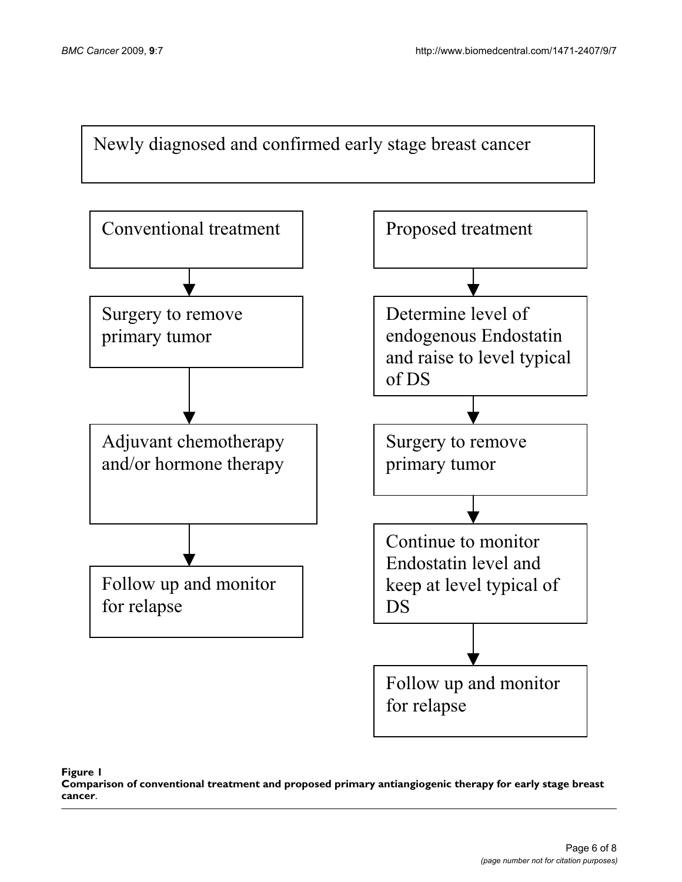Newly diagnosed and confirmed early stage breast cancer

Conventional treatment

Surgery to remove primary tumor

Adjuvant chemotherapy and/or hormone therapy

Follow up and monitor for relapse

Proposed treatment

Determine level of endogenous Endostatin and raise to level typical of DS

Surgery to remove primary tumor

Continue to monitor Endostatin level and keep at level typical of DS

Follow up and monitor for relapse

**Figure 1**
**Comparison of conventional treatment and proposed primary antiangiogenic therapy for early stage breast cancer**.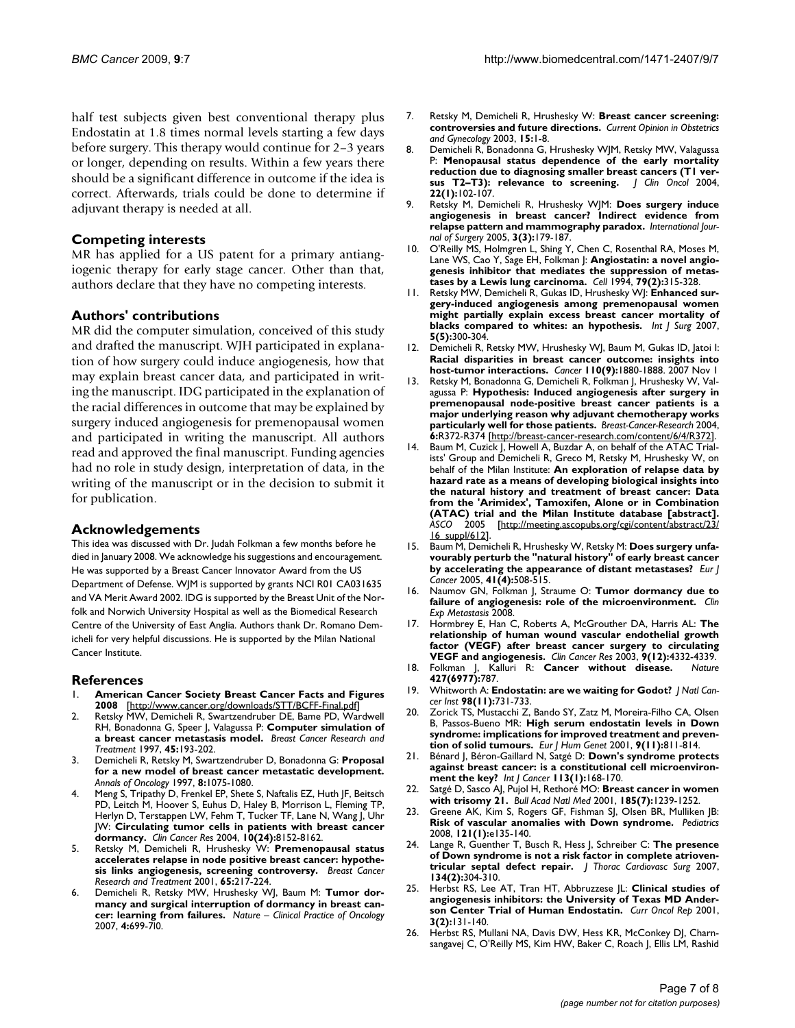half test subjects given best conventional therapy plus Endostatin at 1.8 times normal levels starting a few days before surgery. This therapy would continue for 2–3 years or longer, depending on results. Within a few years there should be a significant difference in outcome if the idea is correct. Afterwards, trials could be done to determine if adjuvant therapy is needed at all.

## Competing interests

MR has applied for a US patent for a primary antiangiogenic therapy for early stage cancer. Other than that, authors declare that they have no competing interests.

## Authors' contributions

MR did the computer simulation, conceived of this study and drafted the manuscript. WJH participated in explanation of how surgery could induce angiogenesis, how that may explain breast cancer data, and participated in writing the manuscript. IDG participated in the explanation of the racial differences in outcome that may be explained by surgery induced angiogenesis for premenopausal women and participated in writing the manuscript. All authors read and approved the final manuscript. Funding agencies had no role in study design, interpretation of data, in the writing of the manuscript or in the decision to submit it for publication.

## Acknowledgements

This idea was discussed with Dr. Judah Folkman a few months before he died in January 2008. We acknowledge his suggestions and encouragement. He was supported by a Breast Cancer Innovator Award from the US Department of Defense. WJM is supported by grants NCI R01 CA031635 and VA Merit Award 2002. IDG is supported by the Breast Unit of the Norfolk and Norwich University Hospital as well as the Biomedical Research Centre of the University of East Anglia. Authors thank Dr. Romano Demicheli for very helpful discussions. He is supported by the Milan National Cancer Institute.

## References

1. **American Cancer Society Breast Cancer Facts and Figures 2008** [http://www.cancer.org/downloads/STT/BCFF-Final.pdf]
2. Retsky MW, Demicheli R, Swartzendruber DE, Bame PD, Wardwell RH, Bonadonna G, Speer J, Valagussa P: **Computer simulation of a breast cancer metastasis model.** *Breast Cancer Research and Treatment* 1997, **45:**193-202.
3. Demicheli R, Retsky M, Swartzendruber D, Bonadonna G: **Proposal for a new model of breast cancer metastatic development.** *Annals of Oncology* 1997, **8:**1075-1080.
4. Meng S, Tripathy D, Frenkel EP, Shete S, Naftalis EZ, Huth JF, Beitsch PD, Leitch M, Hoover S, Euhus D, Haley B, Morrison L, Fleming TP, Herlyn D, Terstappen LW, Fehm T, Tucker TF, Lane N, Wang J, Uhr JW: **Circulating tumor cells in patients with breast cancer dormancy.** *Clin Cancer Res* 2004, **10(24):**8152-8162.
5. Retsky M, Demicheli R, Hrushesky W: **Premenopausal status accelerates relapse in node positive breast cancer: hypothesis links angiogenesis, screening controversy.** *Breast Cancer Research and Treatment* 2001, **65:**217-224.
6. Demicheli R, Retsky MW, Hrushesky WJ, Baum M: **Tumor dormancy and surgical interruption of dormancy in breast cancer: learning from failures.** *Nature – Clinical Practice of Oncology* 2007, **4:**699-710.
7. Retsky M, Demicheli R, Hrushesky W: **Breast cancer screening: controversies and future directions.** *Current Opinion in Obstetrics and Gynecology* 2003, **15:**1-8.
8. Demicheli R, Bonadonna G, Hrushesky WJM, Retsky MW, Valagussa P: **Menopausal status dependence of the early mortality reduction due to diagnosing smaller breast cancers (T1 versus T2–T3): relevance to screening.** *J Clin Oncol* 2004, **22(1):**102-107.
9. Retsky M, Demicheli R, Hrushesky WJM: **Does surgery induce angiogenesis in breast cancer? Indirect evidence from relapse pattern and mammography paradox.** *International Journal of Surgery* 2005, **3(3):**179-187.
10. O'Reilly MS, Holmgren L, Shing Y, Chen C, Rosenthal RA, Moses M, Lane WS, Cao Y, Sage EH, Folkman J: **Angiostatin: a novel angiogenesis inhibitor that mediates the suppression of metastases by a Lewis lung carcinoma.** *Cell* 1994, **79(2):**315-328.
11. Retsky MW, Demicheli R, Gukas ID, Hrushesky WJ: **Enhanced surgery-induced angiogenesis among premenopausal women might partially explain excess breast cancer mortality of blacks compared to whites: an hypothesis.** *Int J Surg* 2007, **5(5):**300-304.
12. Demicheli R, Retsky MW, Hrushesky WJ, Baum M, Gukas ID, Jatoi I: **Racial disparities in breast cancer outcome: insights into host-tumor interactions.** *Cancer* **110(9):**1880-1888. 2007 Nov 1
13. Retsky M, Bonadonna G, Demicheli R, Folkman J, Hrushesky W, Valagussa P: **Hypothesis: Induced angiogenesis after surgery in premenopausal node-positive breast cancer patients is a major underlying reason why adjuvant chemotherapy works particularly well for those patients.** *Breast-Cancer-Research* 2004, **6:**R372-R374 [http://breast-cancer-research.com/content/6/4/R372].
14. Baum M, Cuzick J, Howell A, Buzdar A, on behalf of the ATAC Trialists' Group and Demicheli R, Greco M, Retsky M, Hrushesky W, on behalf of the Milan Institute: **An exploration of relapse data by hazard rate as a means of developing biological insights into the natural history and treatment of breast cancer: Data from the 'Arimidex', Tamoxifen, Alone or in Combination (ATAC) trial and the Milan Institute database [abstract].** *ASCO* 2005 [http://meeting.ascopubs.org/cgi/content/abstract/23/16_suppl/612].
15. Baum M, Demicheli R, Hrushesky W, Retsky M: **Does surgery unfavourably perturb the "natural history" of early breast cancer by accelerating the appearance of distant metastases?** *Eur J Cancer* 2005, **41(4):**508-515.
16. Naumov GN, Folkman J, Straume O: **Tumor dormancy due to failure of angiogenesis: role of the microenvironment.** *Clin Exp Metastasis* 2008.
17. Hormbrey E, Han C, Roberts A, McGrouther DA, Harris AL: **The relationship of human wound vascular endothelial growth factor (VEGF) after breast cancer surgery to circulating VEGF and angiogenesis.** *Clin Cancer Res* 2003, **9(12):**4332-4339.
18. Folkman J, Kalluri R: **Cancer without disease.** *Nature* **427(6977):**787.
19. Whitworth A: **Endostatin: are we waiting for Godot?** *J Natl Cancer Inst* **98(11):**731-733.
20. Zorick TS, Mustacchi Z, Bando SY, Zatz M, Moreira-Filho CA, Olsen B, Passos-Bueno MR: **High serum endostatin levels in Down syndrome: implications for improved treatment and prevention of solid tumours.** *Eur J Hum Genet* 2001, **9(11):**811-814.
21. Bénard J, Béron-Gaillard N, Satgé D: **Down's syndrome protects against breast cancer: is a constitutional cell microenvironment the key?** *Int J Cancer* **113(1):**168-170.
22. Satgé D, Sasco AJ, Pujol H, Rethoré MO: **Breast cancer in women with trisomy 21.** *Bull Acad Natl Med* 2001, **185(7):**1239-1252.
23. Greene AK, Kim S, Rogers GF, Fishman SJ, Olsen BR, Mulliken JB: **Risk of vascular anomalies with Down syndrome.** *Pediatrics* 2008, **121(1):**e135-140.
24. Lange R, Guenther T, Busch R, Hess J, Schreiber C: **The presence of Down syndrome is not a risk factor in complete atrioventricular septal defect repair.** *J Thorac Cardiovasc Surg* 2007, **134(2):**304-310.
25. Herbst RS, Lee AT, Tran HT, Abbruzzese JL: **Clinical studies of angiogenesis inhibitors: the University of Texas MD Anderson Center Trial of Human Endostatin.** *Curr Oncol Rep* 2001, **3(2):**131-140.
26. Herbst RS, Mullani NA, Davis DW, Hess KR, McConkey DJ, Charnsangavej C, O'Reilly MS, Kim HW, Baker C, Roach J, Ellis LM, Rashid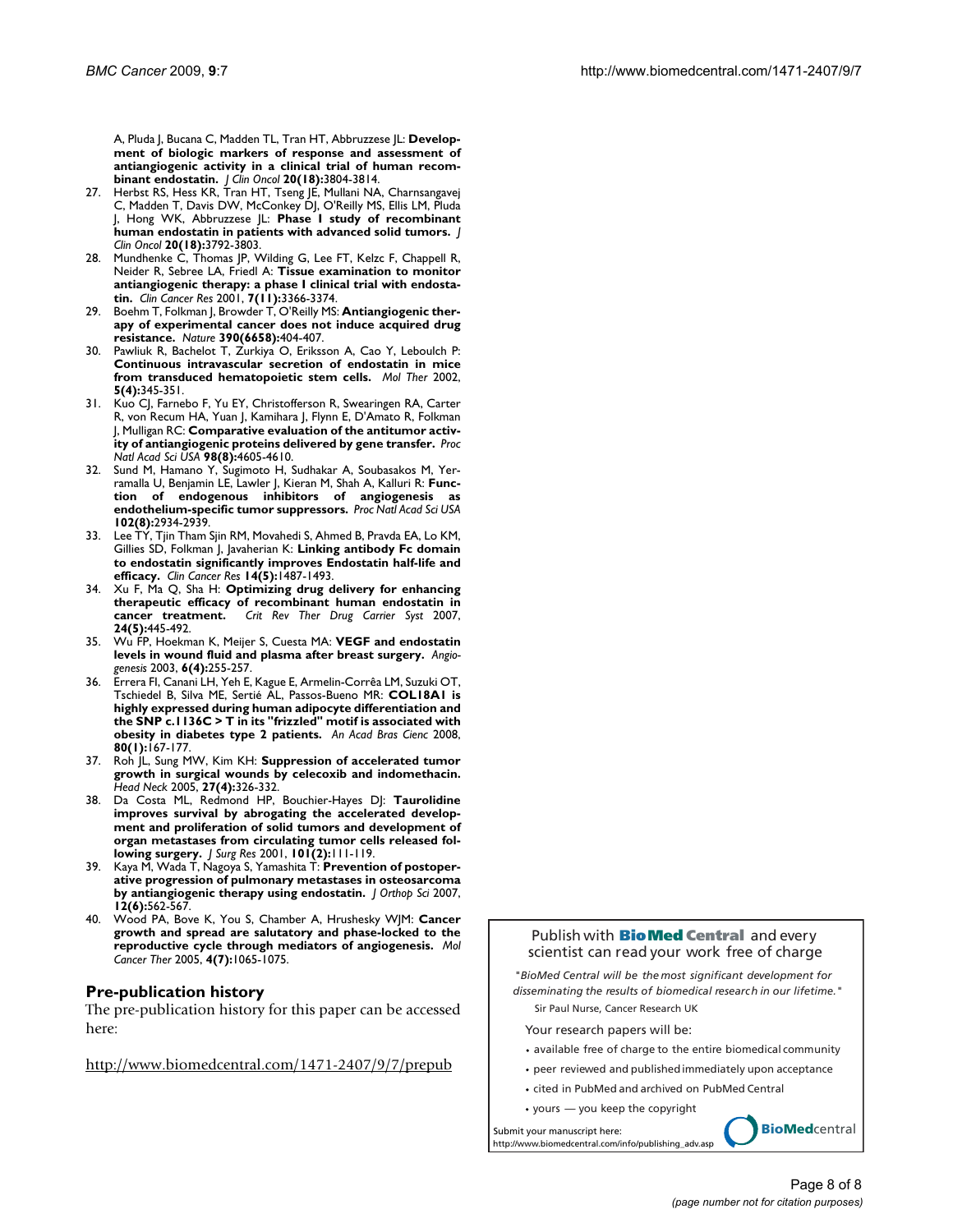A, Pluda J, Bucana C, Madden TL, Tran HT, Abbruzzese JL: **Development of biologic markers of response and assessment of antiangiogenic activity in a clinical trial of human recombinant endostatin.** *J Clin Oncol* **20(18):**3804-3814.

27. Herbst RS, Hess KR, Tran HT, Tseng JE, Mullani NA, Charnsangavej C, Madden T, Davis DW, McConkey DJ, O'Reilly MS, Ellis LM, Pluda J, Hong WK, Abbruzzese JL: **Phase I study of recombinant human endostatin in patients with advanced solid tumors.** *J Clin Oncol* **20(18):**3792-3803.
28. Mundhenke C, Thomas JP, Wilding G, Lee FT, Kelzc F, Chappell R, Neider R, Sebree LA, Friedl A: **Tissue examination to monitor antiangiogenic therapy: a phase I clinical trial with endostatin.** *Clin Cancer Res* 2001, **7(11):**3366-3374.
29. Boehm T, Folkman J, Browder T, O'Reilly MS: **Antiangiogenic therapy of experimental cancer does not induce acquired drug resistance.** *Nature* **390(6658):**404-407.
30. Pawliuk R, Bachelot T, Zurkiya O, Eriksson A, Cao Y, Leboulch P: **Continuous intravascular secretion of endostatin in mice from transduced hematopoietic stem cells.** *Mol Ther* 2002, **5(4):**345-351.
31. Kuo CJ, Farnebo F, Yu EY, Christofferson R, Swearingen RA, Carter R, von Recum HA, Yuan J, Kamihara J, Flynn E, D'Amato R, Folkman J, Mulligan RC: **Comparative evaluation of the antitumor activity of antiangiogenic proteins delivered by gene transfer.** *Proc Natl Acad Sci USA* **98(8):**4605-4610.
32. Sund M, Hamano Y, Sugimoto H, Sudhakar A, Soubasakos M, Yerramalla U, Benjamin LE, Lawler J, Kieran M, Shah A, Kalluri R: **Function of endogenous inhibitors of angiogenesis as endothelium-specific tumor suppressors.** *Proc Natl Acad Sci USA* **102(8):**2934-2939.
33. Lee TY, Tjin Tham Sjin RM, Movahedi S, Ahmed B, Pravda EA, Lo KM, Gillies SD, Folkman J, Javaherian K: **Linking antibody Fc domain to endostatin significantly improves Endostatin half-life and efficacy.** *Clin Cancer Res* **14(5):**1487-1493.
34. Xu F, Ma Q, Sha H: **Optimizing drug delivery for enhancing therapeutic efficacy of recombinant human endostatin in cancer treatment.** *Crit Rev Ther Drug Carrier Syst* 2007, **24(5):**445-492.
35. Wu FP, Hoekman K, Meijer S, Cuesta MA: **VEGF and endostatin levels in wound fluid and plasma after breast surgery.** *Angiogenesis* 2003, **6(4):**255-257.
36. Errera FI, Canani LH, Yeh E, Kague E, Armelin-Corrêa LM, Suzuki OT, Tschiedel B, Silva ME, Sertié AL, Passos-Bueno MR: **COL18A1 is highly expressed during human adipocyte differentiation and the SNP c.1136C > T in its "frizzled" motif is associated with obesity in diabetes type 2 patients.** *An Acad Bras Cienc* 2008, **80(1):**167-177.
37. Roh JL, Sung MW, Kim KH: **Suppression of accelerated tumor growth in surgical wounds by celecoxib and indomethacin.** *Head Neck* 2005, **27(4):**326-332.
38. Da Costa ML, Redmond HP, Bouchier-Hayes DJ: **Taurolidine improves survival by abrogating the accelerated development and proliferation of solid tumors and development of organ metastases from circulating tumor cells released following surgery.** *J Surg Res* 2001, **101(2):**111-119.
39. Kaya M, Wada T, Nagoya S, Yamashita T: **Prevention of postoperative progression of pulmonary metastases in osteosarcoma by antiangiogenic therapy using endostatin.** *J Orthop Sci* 2007, **12(6):**562-567.
40. Wood PA, Bove K, You S, Chamber A, Hrushesky WJM: **Cancer growth and spread are salutatory and phase-locked to the reproductive cycle through mediators of angiogenesis.** *Mol Cancer Ther* 2005, **4(7):**1065-1075.

## Pre-publication history

The pre-publication history for this paper can be accessed here:

http://www.biomedcentral.com/1471-2407/9/7/prepub

Publish with **BioMed Central** and every scientist can read your work free of charge

*"BioMed Central will be the most significant development for disseminating the results of biomedical research in our lifetime."*
Sir Paul Nurse, Cancer Research UK

Your research papers will be:

- available free of charge to the entire biomedical community
- peer reviewed and published immediately upon acceptance
- cited in PubMed and archived on PubMed Central
- yours — you keep the copyright

Submit your manuscript here:
http://www.biomedcentral.com/info/publishing_adv.asp

BioMedcentral